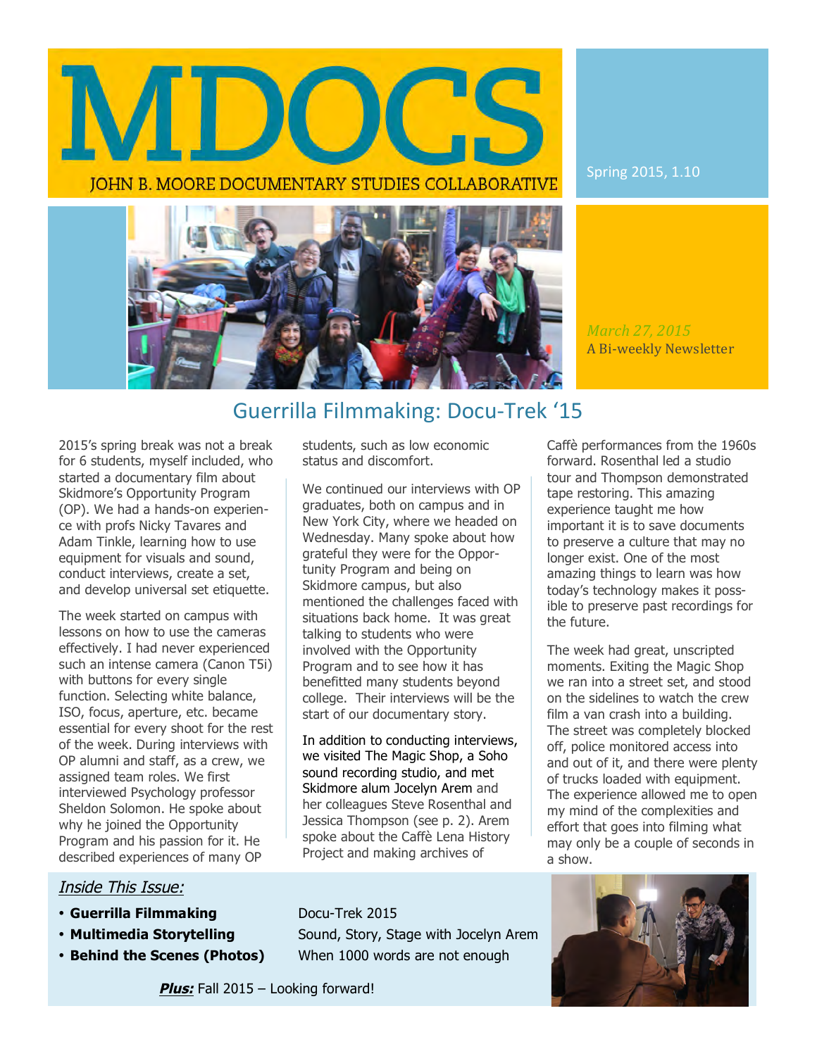# MDOCS

JOHN B. MOORE DOCUMENTARY STUDIES COLLABORATIVE

Spring 2015, 1.10

*March 27, 2015*
A Bi-weekly Newsletter

## Guerrilla Filmmaking: Docu-Trek '15

2015's spring break was not a break for 6 students, myself included, who started a documentary film about Skidmore's Opportunity Program (OP). We had a hands-on experience with profs Nicky Tavares and Adam Tinkle, learning how to use equipment for visuals and sound, conduct interviews, create a set, and develop universal set etiquette.

The week started on campus with lessons on how to use the cameras effectively. I had never experienced such an intense camera (Canon T5i) with buttons for every single function. Selecting white balance, ISO, focus, aperture, etc. became essential for every shoot for the rest of the week. During interviews with OP alumni and staff, as a crew, we assigned team roles. We first interviewed Psychology professor Sheldon Solomon. He spoke about why he joined the Opportunity Program and his passion for it. He described experiences of many OP students, such as low economic status and discomfort.

We continued our interviews with OP graduates, both on campus and in New York City, where we headed on Wednesday. Many spoke about how grateful they were for the Opportunity Program and being on Skidmore campus, but also mentioned the challenges faced with situations back home. It was great talking to students who were involved with the Opportunity Program and to see how it has benefitted many students beyond college. Their interviews will be the start of our documentary story.

In addition to conducting interviews, we visited The Magic Shop, a Soho sound recording studio, and met Skidmore alum Jocelyn Arem and her colleagues Steve Rosenthal and Jessica Thompson (see p. 2). Arem spoke about the Caffè Lena History Project and making archives of Caffè performances from the 1960s forward. Rosenthal led a studio tour and Thompson demonstrated tape restoring. This amazing experience taught me how important it is to save documents to preserve a culture that may no longer exist. One of the most amazing things to learn was how today's technology makes it possible to preserve past recordings for the future.

The week had great, unscripted moments. Exiting the Magic Shop we ran into a street set, and stood on the sidelines to watch the crew film a van crash into a building. The street was completely blocked off, police monitored access into and out of it, and there were plenty of trucks loaded with equipment. The experience allowed me to open my mind of the complexities and effort that goes into filming what may only be a couple of seconds in a show.

### *Inside This Issue:*

- **Guerrilla Filmmaking** — Docu-Trek 2015
- **Multimedia Storytelling** — Sound, Story, Stage with Jocelyn Arem
- **Behind the Scenes (Photos)** — When 1000 words are not enough

***Plus:*** Fall 2015 – Looking forward!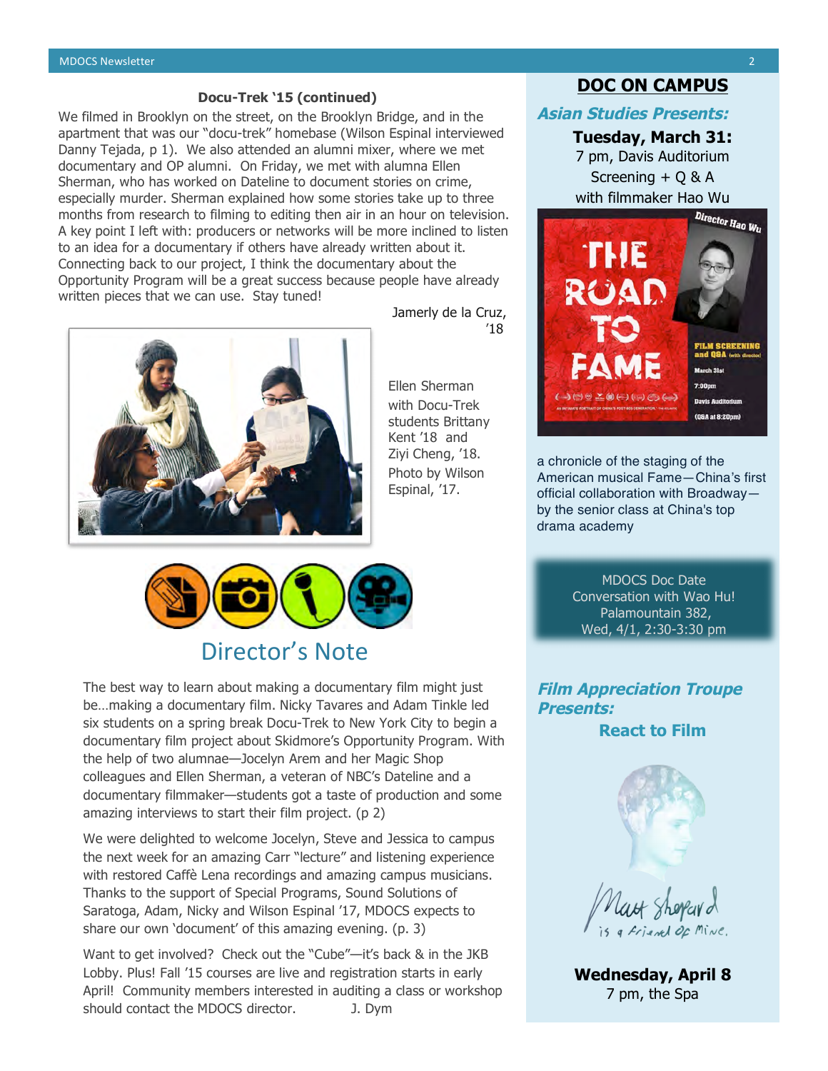### Docu-Trek '15 (continued)

We filmed in Brooklyn on the street, on the Brooklyn Bridge, and in the apartment that was our "docu-trek" homebase (Wilson Espinal interviewed Danny Tejada, p 1). We also attended an alumni mixer, where we met documentary and OP alumni. On Friday, we met with alumna Ellen Sherman, who has worked on Dateline to document stories on crime, especially murder. Sherman explained how some stories take up to three months from research to filming to editing then air in an hour on television. A key point I left with: producers or networks will be more inclined to listen to an idea for a documentary if others have already written about it. Connecting back to our project, I think the documentary about the Opportunity Program will be a great success because people have already written pieces that we can use. Stay tuned!

Jamerly de la Cruz, '18

Ellen Sherman with Docu-Trek students Brittany Kent '18 and Ziyi Cheng, '18. Photo by Wilson Espinal, '17.

## Director's Note

The best way to learn about making a documentary film might just be…making a documentary film. Nicky Tavares and Adam Tinkle led six students on a spring break Docu-Trek to New York City to begin a documentary film project about Skidmore's Opportunity Program. With the help of two alumnae—Jocelyn Arem and her Magic Shop colleagues and Ellen Sherman, a veteran of NBC's Dateline and a documentary filmmaker—students got a taste of production and some amazing interviews to start their film project. (p 2)

We were delighted to welcome Jocelyn, Steve and Jessica to campus the next week for an amazing Carr "lecture" and listening experience with restored Caffè Lena recordings and amazing campus musicians. Thanks to the support of Special Programs, Sound Solutions of Saratoga, Adam, Nicky and Wilson Espinal '17, MDOCS expects to share our own 'document' of this amazing evening. (p. 3)

Want to get involved? Check out the "Cube"—it's back & in the JKB Lobby. Plus! Fall '15 courses are live and registration starts in early April! Community members interested in auditing a class or workshop should contact the MDOCS director. J. Dym

## DOC ON CAMPUS

***Asian Studies Presents:***

**Tuesday, March 31:**
7 pm, Davis Auditorium
Screening + Q & A
with filmmaker Hao Wu

Director Hao Wu

THE ROAD TO FAME

FILM SCREENING and Q&A (with director)
March 31st
7:30pm
Davis Auditorium
(Q&A at 8:20pm)

a chronicle of the staging of the American musical Fame—China's first official collaboration with Broadway—by the senior class at China's top drama academy

MDOCS Doc Date
Conversation with Wao Hu!
Palamountain 382,
Wed, 4/1, 2:30-3:30 pm

***Film Appreciation Troupe Presents:***

**React to Film**

Matt Shepard is a friend of mine.

**Wednesday, April 8**
7 pm, the Spa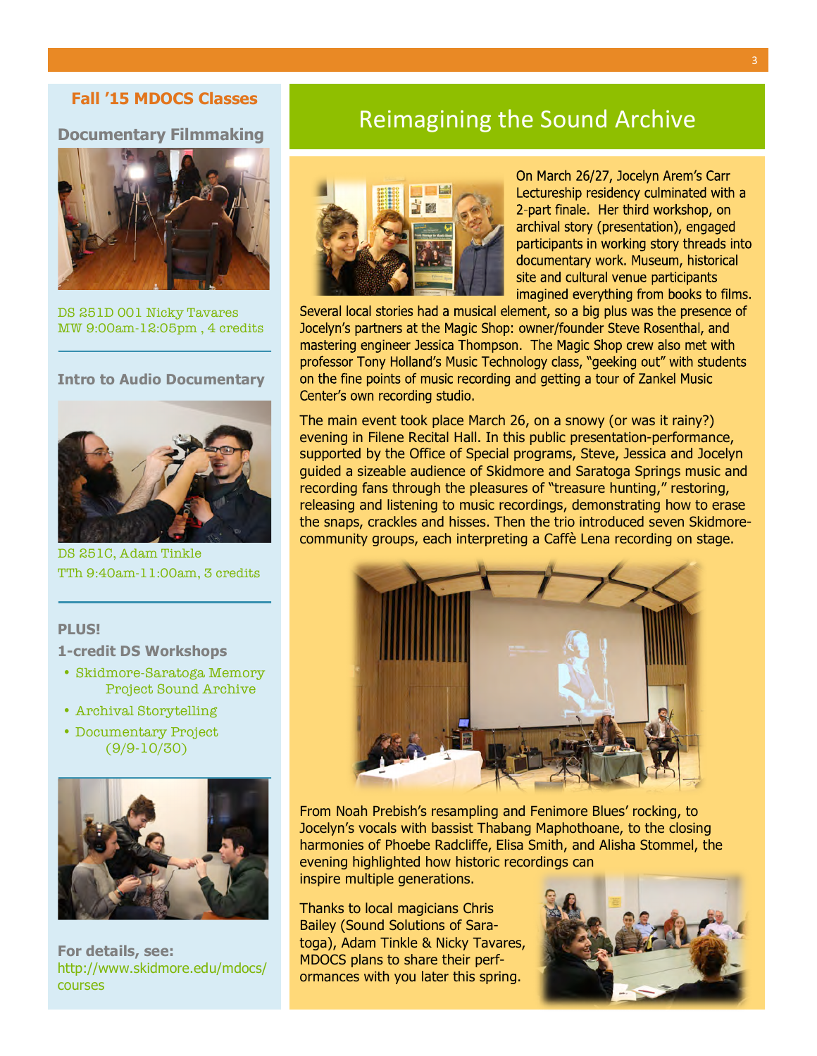## Fall '15 MDOCS Classes

### Documentary Filmmaking

DS 251D 001 Nicky Tavares
MW 9:00am-12:05pm , 4 credits

### Intro to Audio Documentary

DS 251C, Adam Tinkle
TTh 9:40am-11:00am, 3 credits

**PLUS!**

### 1-credit DS Workshops

- Skidmore-Saratoga Memory Project Sound Archive
- Archival Storytelling
- Documentary Project (9/9-10/30)

**For details, see:**
http://www.skidmore.edu/mdocs/courses

# Reimagining the Sound Archive

On March 26/27, Jocelyn Arem's Carr Lectureship residency culminated with a 2-part finale. Her third workshop, on archival story (presentation), engaged participants in working story threads into documentary work. Museum, historical site and cultural venue participants imagined everything from books to films. Several local stories had a musical element, so a big plus was the presence of Jocelyn's partners at the Magic Shop: owner/founder Steve Rosenthal, and mastering engineer Jessica Thompson. The Magic Shop crew also met with professor Tony Holland's Music Technology class, "geeking out" with students on the fine points of music recording and getting a tour of Zankel Music Center's own recording studio.

The main event took place March 26, on a snowy (or was it rainy?) evening in Filene Recital Hall. In this public presentation-performance, supported by the Office of Special programs, Steve, Jessica and Jocelyn guided a sizeable audience of Skidmore and Saratoga Springs music and recording fans through the pleasures of "treasure hunting," restoring, releasing and listening to music recordings, demonstrating how to erase the snaps, crackles and hisses. Then the trio introduced seven Skidmore-community groups, each interpreting a Caffè Lena recording on stage.

From Noah Prebish's resampling and Fenimore Blues' rocking, to Jocelyn's vocals with bassist Thabang Maphothoane, to the closing harmonies of Phoebe Radcliffe, Elisa Smith, and Alisha Stommel, the evening highlighted how historic recordings can inspire multiple generations.

Thanks to local magicians Chris Bailey (Sound Solutions of Saratoga), Adam Tinkle & Nicky Tavares, MDOCS plans to share their performances with you later this spring.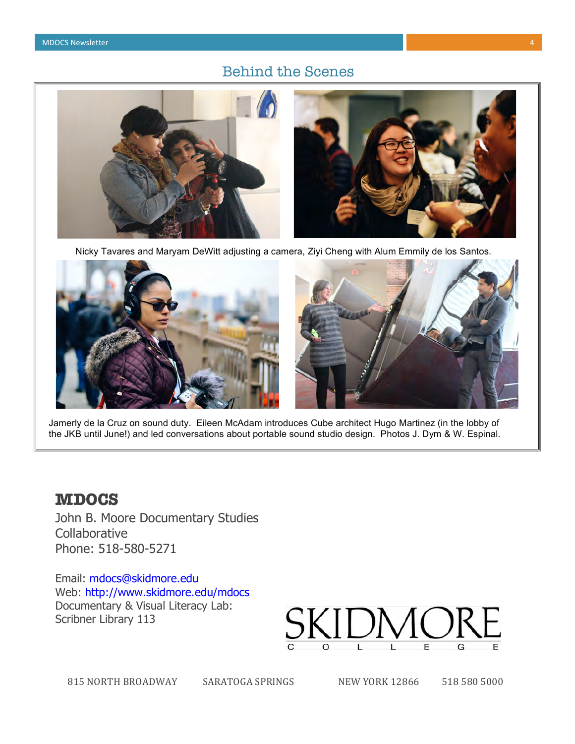## Behind the Scenes

Nicky Tavares and Maryam DeWitt adjusting a camera, Ziyi Cheng with Alum Emmily de los Santos.

Jamerly de la Cruz on sound duty. Eileen McAdam introduces Cube architect Hugo Martinez (in the lobby of the JKB until June!) and led conversations about portable sound studio design. Photos J. Dym & W. Espinal.

## MDOCS

John B. Moore Documentary Studies Collaborative
Phone: 518-580-5271

Email: mdocs@skidmore.edu
Web: http://www.skidmore.edu/mdocs
Documentary & Visual Literacy Lab:
Scribner Library 113

SKIDMORE COLLEGE

815 NORTH BROADWAY SARATOGA SPRINGS NEW YORK 12866 518 580 5000